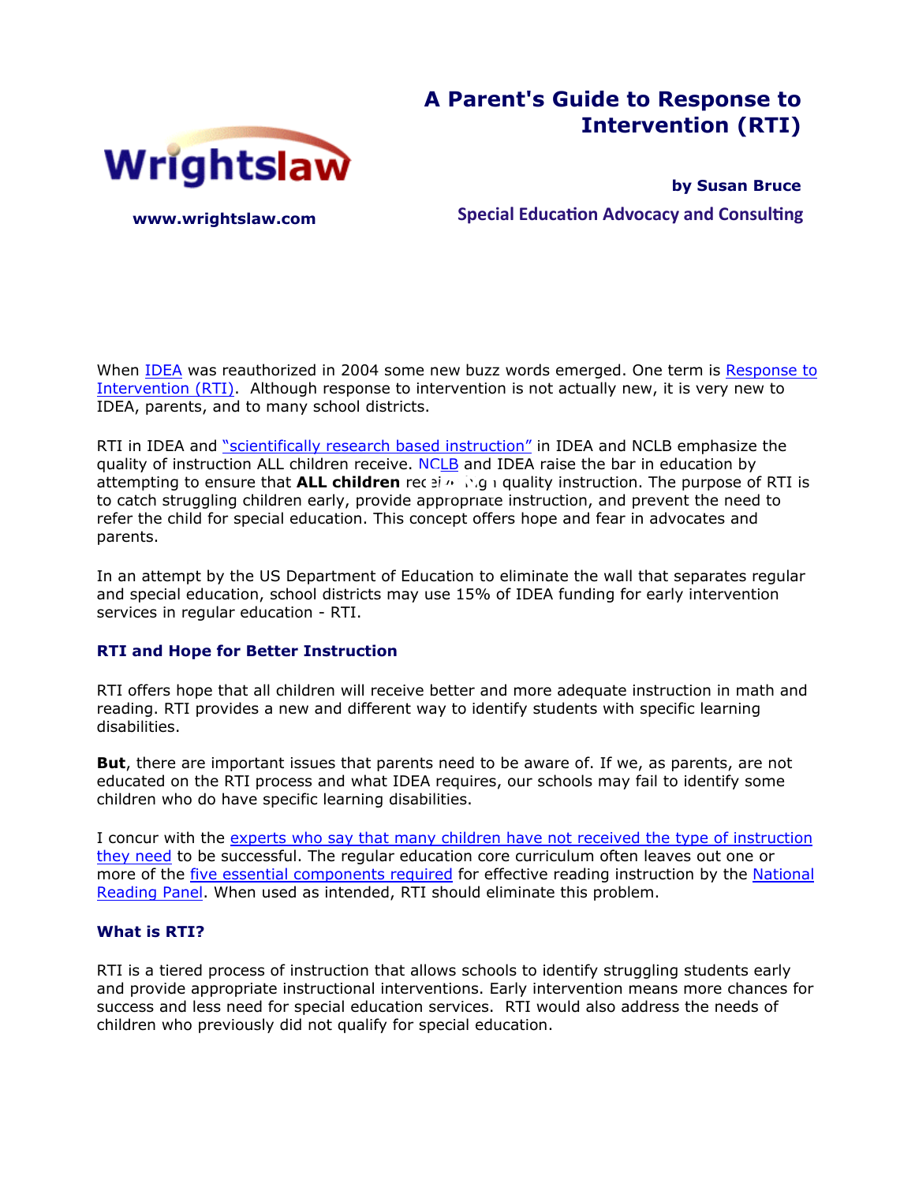# A Parent's Guide to Response to Intervention (RTI)

Wrightslaw

www.wrightslaw.com

**by Susan Bruce**

**Special Education Advocacy and Consulting**

When IDEA was reauthorized in 2004 some new buzz words emerged. One term is Response to Intervention (RTI). Although response to intervention is not actually new, it is very new to IDEA, parents, and to many school districts.

RTI in IDEA and "scientifically research based instruction" in IDEA and NCLB emphasize the quality of instruction ALL children receive. NCLB and IDEA raise the bar in education by attempting to ensure that **ALL children** receive high quality instruction. The purpose of RTI is to catch struggling children early, provide appropriate instruction, and prevent the need to refer the child for special education. This concept offers hope and fear in advocates and parents.

In an attempt by the US Department of Education to eliminate the wall that separates regular and special education, school districts may use 15% of IDEA funding for early intervention services in regular education - RTI.

### RTI and Hope for Better Instruction

RTI offers hope that all children will receive better and more adequate instruction in math and reading. RTI provides a new and different way to identify students with specific learning disabilities.

**But**, there are important issues that parents need to be aware of. If we, as parents, are not educated on the RTI process and what IDEA requires, our schools may fail to identify some children who do have specific learning disabilities.

I concur with the experts who say that many children have not received the type of instruction they need to be successful. The regular education core curriculum often leaves out one or more of the five essential components required for effective reading instruction by the National Reading Panel. When used as intended, RTI should eliminate this problem.

### What is RTI?

RTI is a tiered process of instruction that allows schools to identify struggling students early and provide appropriate instructional interventions. Early intervention means more chances for success and less need for special education services. RTI would also address the needs of children who previously did not qualify for special education.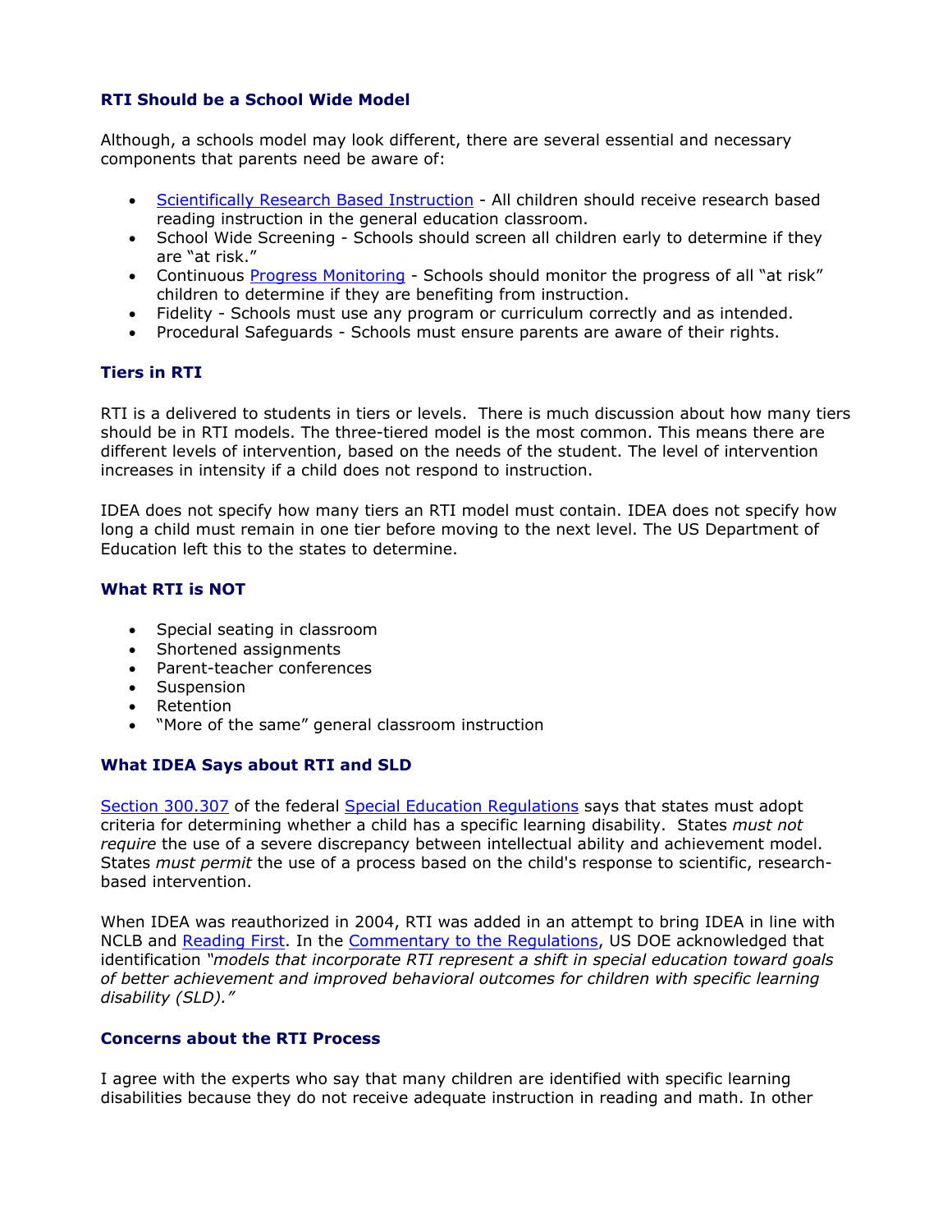### RTI Should be a School Wide Model

Although, a schools model may look different, there are several essential and necessary components that parents need be aware of:

- Scientifically Research Based Instruction - All children should receive research based reading instruction in the general education classroom.
- School Wide Screening - Schools should screen all children early to determine if they are "at risk."
- Continuous Progress Monitoring - Schools should monitor the progress of all "at risk" children to determine if they are benefiting from instruction.
- Fidelity - Schools must use any program or curriculum correctly and as intended.
- Procedural Safeguards - Schools must ensure parents are aware of their rights.

### Tiers in RTI

RTI is a delivered to students in tiers or levels. There is much discussion about how many tiers should be in RTI models. The three-tiered model is the most common. This means there are different levels of intervention, based on the needs of the student. The level of intervention increases in intensity if a child does not respond to instruction.

IDEA does not specify how many tiers an RTI model must contain. IDEA does not specify how long a child must remain in one tier before moving to the next level. The US Department of Education left this to the states to determine.

### What RTI is NOT

- Special seating in classroom
- Shortened assignments
- Parent-teacher conferences
- Suspension
- Retention
- "More of the same" general classroom instruction

### What IDEA Says about RTI and SLD

Section 300.307 of the federal Special Education Regulations says that states must adopt criteria for determining whether a child has a specific learning disability. States *must not require* the use of a severe discrepancy between intellectual ability and achievement model. States *must permit* the use of a process based on the child's response to scientific, research-based intervention.

When IDEA was reauthorized in 2004, RTI was added in an attempt to bring IDEA in line with NCLB and Reading First. In the Commentary to the Regulations, US DOE acknowledged that identification *"models that incorporate RTI represent a shift in special education toward goals of better achievement and improved behavioral outcomes for children with specific learning disability (SLD)."*

### Concerns about the RTI Process

I agree with the experts who say that many children are identified with specific learning disabilities because they do not receive adequate instruction in reading and math. In other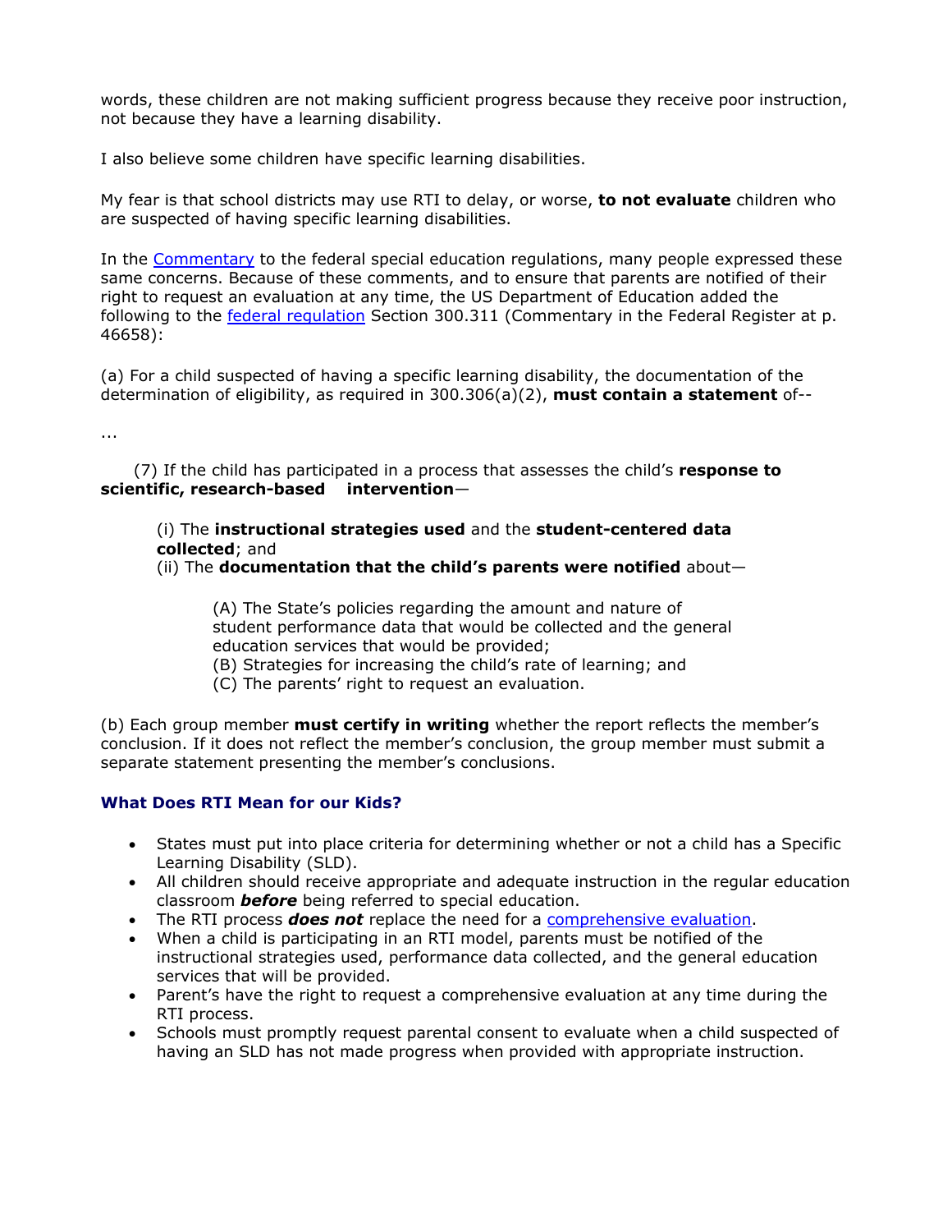words, these children are not making sufficient progress because they receive poor instruction, not because they have a learning disability.

I also believe some children have specific learning disabilities.

My fear is that school districts may use RTI to delay, or worse, **to not evaluate** children who are suspected of having specific learning disabilities.

In the Commentary to the federal special education regulations, many people expressed these same concerns. Because of these comments, and to ensure that parents are notified of their right to request an evaluation at any time, the US Department of Education added the following to the federal regulation Section 300.311 (Commentary in the Federal Register at p. 46658):

(a) For a child suspected of having a specific learning disability, the documentation of the determination of eligibility, as required in 300.306(a)(2), **must contain a statement** of--

...

(7) If the child has participated in a process that assesses the child's **response to scientific, research-based intervention**—

> (i) The **instructional strategies used** and the **student-centered data collected**; and
> (ii) The **documentation that the child's parents were notified** about—
>
> > (A) The State's policies regarding the amount and nature of student performance data that would be collected and the general education services that would be provided;
> > (B) Strategies for increasing the child's rate of learning; and
> > (C) The parents' right to request an evaluation.

(b) Each group member **must certify in writing** whether the report reflects the member's conclusion. If it does not reflect the member's conclusion, the group member must submit a separate statement presenting the member's conclusions.

### What Does RTI Mean for our Kids?

- States must put into place criteria for determining whether or not a child has a Specific Learning Disability (SLD).
- All children should receive appropriate and adequate instruction in the regular education classroom ***before*** being referred to special education.
- The RTI process ***does not*** replace the need for a comprehensive evaluation.
- When a child is participating in an RTI model, parents must be notified of the instructional strategies used, performance data collected, and the general education services that will be provided.
- Parent's have the right to request a comprehensive evaluation at any time during the RTI process.
- Schools must promptly request parental consent to evaluate when a child suspected of having an SLD has not made progress when provided with appropriate instruction.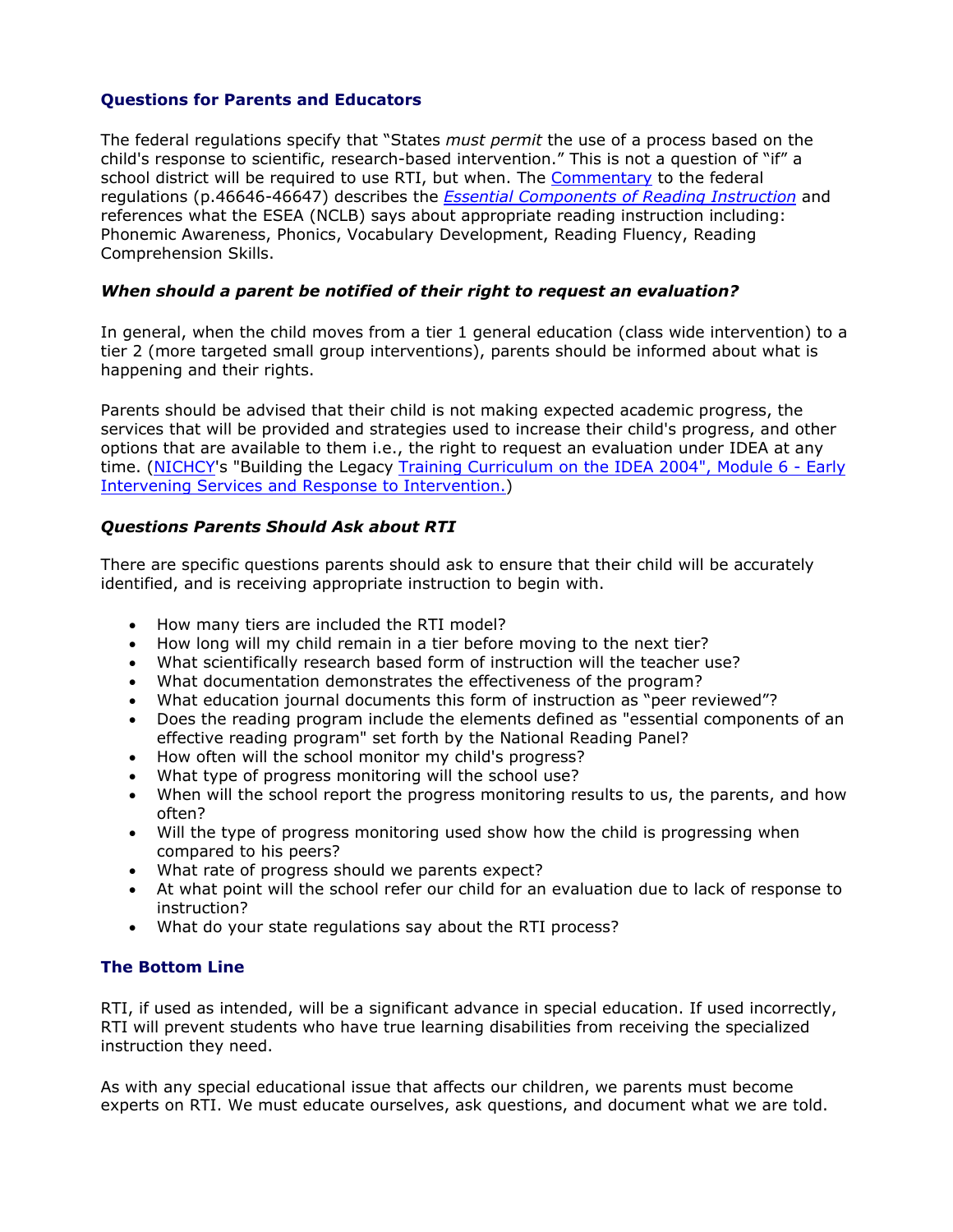## Questions for Parents and Educators

The federal regulations specify that "States *must permit* the use of a process based on the child's response to scientific, research-based intervention." This is not a question of "if" a school district will be required to use RTI, but when. The Commentary to the federal regulations (p.46646-46647) describes the *Essential Components of Reading Instruction* and references what the ESEA (NCLB) says about appropriate reading instruction including: Phonemic Awareness, Phonics, Vocabulary Development, Reading Fluency, Reading Comprehension Skills.

### *When should a parent be notified of their right to request an evaluation?*

In general, when the child moves from a tier 1 general education (class wide intervention) to a tier 2 (more targeted small group interventions), parents should be informed about what is happening and their rights.

Parents should be advised that their child is not making expected academic progress, the services that will be provided and strategies used to increase their child's progress, and other options that are available to them i.e., the right to request an evaluation under IDEA at any time. (NICHCY's "Building the Legacy Training Curriculum on the IDEA 2004", Module 6 - Early Intervening Services and Response to Intervention.)

### *Questions Parents Should Ask about RTI*

There are specific questions parents should ask to ensure that their child will be accurately identified, and is receiving appropriate instruction to begin with.

- How many tiers are included the RTI model?
- How long will my child remain in a tier before moving to the next tier?
- What scientifically research based form of instruction will the teacher use?
- What documentation demonstrates the effectiveness of the program?
- What education journal documents this form of instruction as "peer reviewed"?
- Does the reading program include the elements defined as "essential components of an effective reading program" set forth by the National Reading Panel?
- How often will the school monitor my child's progress?
- What type of progress monitoring will the school use?
- When will the school report the progress monitoring results to us, the parents, and how often?
- Will the type of progress monitoring used show how the child is progressing when compared to his peers?
- What rate of progress should we parents expect?
- At what point will the school refer our child for an evaluation due to lack of response to instruction?
- What do your state regulations say about the RTI process?

## The Bottom Line

RTI, if used as intended, will be a significant advance in special education. If used incorrectly, RTI will prevent students who have true learning disabilities from receiving the specialized instruction they need.

As with any special educational issue that affects our children, we parents must become experts on RTI. We must educate ourselves, ask questions, and document what we are told.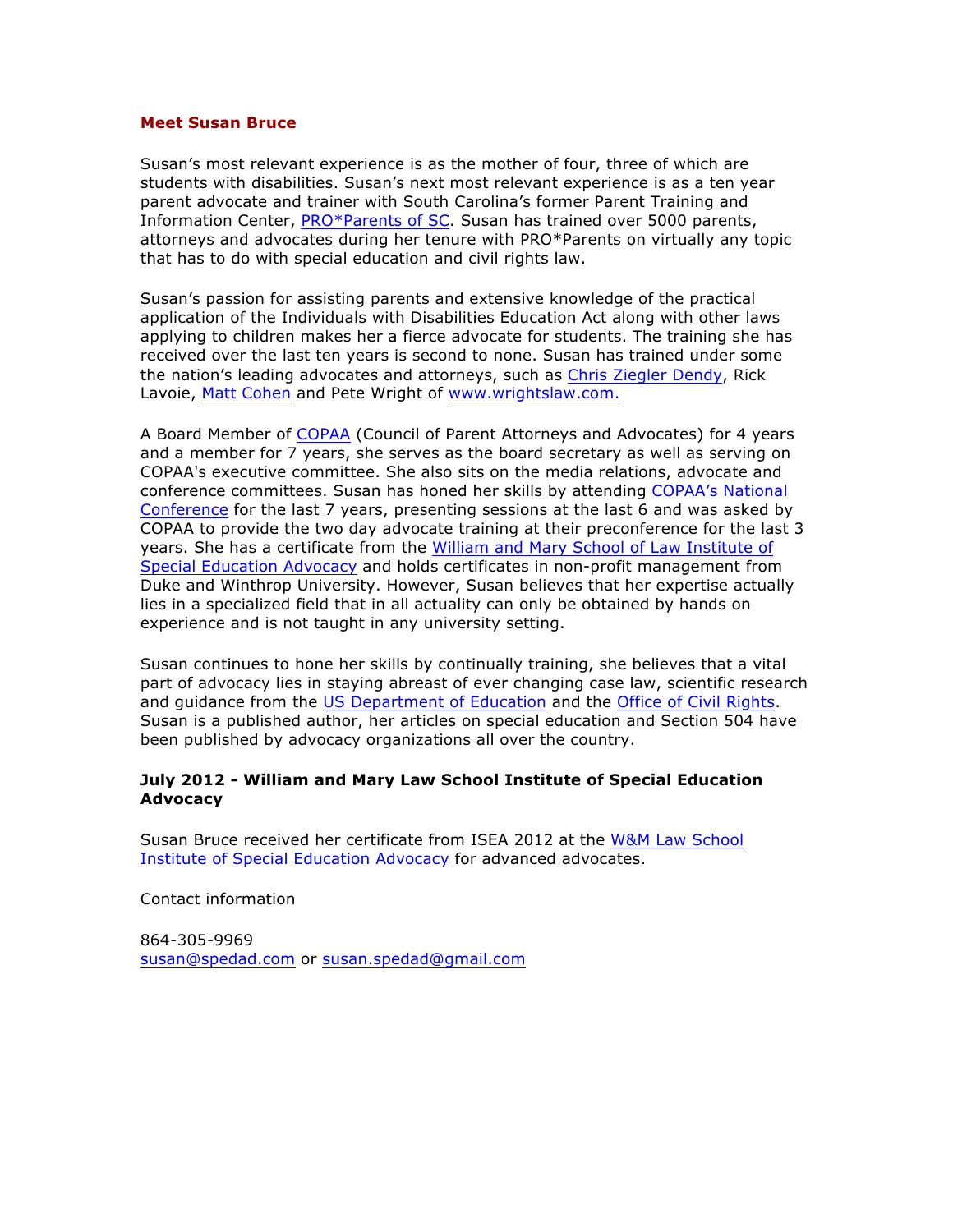## Meet Susan Bruce

Susan's most relevant experience is as the mother of four, three of which are students with disabilities. Susan's next most relevant experience is as a ten year parent advocate and trainer with South Carolina's former Parent Training and Information Center, PRO*Parents of SC. Susan has trained over 5000 parents, attorneys and advocates during her tenure with PRO*Parents on virtually any topic that has to do with special education and civil rights law.

Susan's passion for assisting parents and extensive knowledge of the practical application of the Individuals with Disabilities Education Act along with other laws applying to children makes her a fierce advocate for students. The training she has received over the last ten years is second to none. Susan has trained under some the nation's leading advocates and attorneys, such as Chris Ziegler Dendy, Rick Lavoie, Matt Cohen and Pete Wright of www.wrightslaw.com.

A Board Member of COPAA (Council of Parent Attorneys and Advocates) for 4 years and a member for 7 years, she serves as the board secretary as well as serving on COPAA's executive committee. She also sits on the media relations, advocate and conference committees. Susan has honed her skills by attending COPAA's National Conference for the last 7 years, presenting sessions at the last 6 and was asked by COPAA to provide the two day advocate training at their preconference for the last 3 years. She has a certificate from the William and Mary School of Law Institute of Special Education Advocacy and holds certificates in non-profit management from Duke and Winthrop University. However, Susan believes that her expertise actually lies in a specialized field that in all actuality can only be obtained by hands on experience and is not taught in any university setting.

Susan continues to hone her skills by continually training, she believes that a vital part of advocacy lies in staying abreast of ever changing case law, scientific research and guidance from the US Department of Education and the Office of Civil Rights. Susan is a published author, her articles on special education and Section 504 have been published by advocacy organizations all over the country.

### July 2012 - William and Mary Law School Institute of Special Education Advocacy

Susan Bruce received her certificate from ISEA 2012 at the W&M Law School Institute of Special Education Advocacy for advanced advocates.

Contact information

864-305-9969
susan@spedad.com or susan.spedad@gmail.com